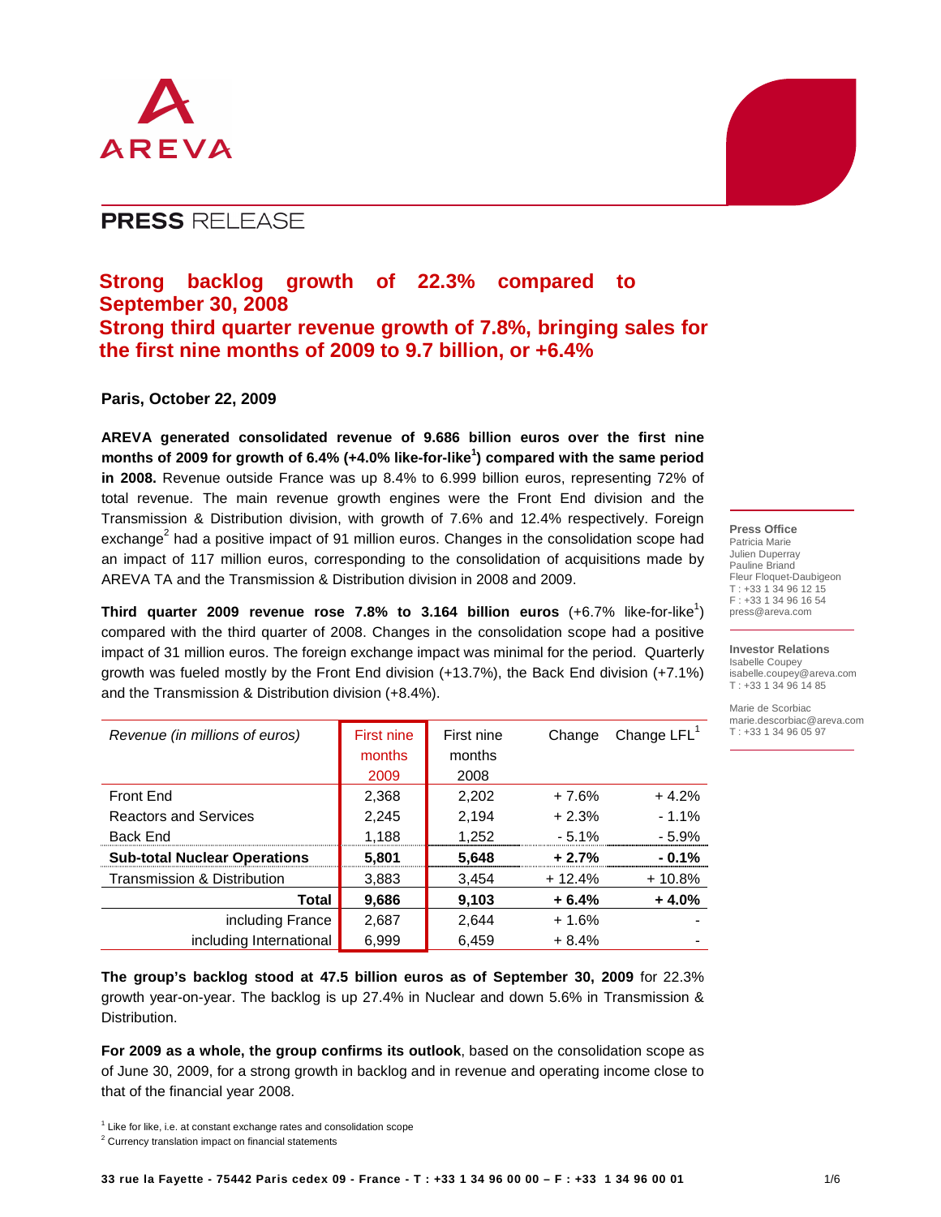AREVA

# PRESS RELEASE

## Strong backlog growth of 22.3% compared to September 30, 2008
## Strong third quarter revenue growth of 7.8%, bringing sales for the first nine months of 2009 to 9.7 billion, or +6.4%

**Paris, October 22, 2009**

**AREVA generated consolidated revenue of 9.686 billion euros over the first nine months of 2009 for growth of 6.4% (+4.0% like-for-like[1]) compared with the same period in 2008.** Revenue outside France was up 8.4% to 6.999 billion euros, representing 72% of total revenue. The main revenue growth engines were the Front End division and the Transmission & Distribution division, with growth of 7.6% and 12.4% respectively. Foreign exchange[2] had a positive impact of 91 million euros. Changes in the consolidation scope had an impact of 117 million euros, corresponding to the consolidation of acquisitions made by AREVA TA and the Transmission & Distribution division in 2008 and 2009.

**Third quarter 2009 revenue rose 7.8% to 3.164 billion euros** (+6.7% like-for-like[1]) compared with the third quarter of 2008. Changes in the consolidation scope had a positive impact of 31 million euros. The foreign exchange impact was minimal for the period. Quarterly growth was fueled mostly by the Front End division (+13.7%), the Back End division (+7.1%) and the Transmission & Distribution division (+8.4%).

| *Revenue (in millions of euros)* | First nine months 2009 | First nine months 2008 | Change | Change LFL[1] |
|---|---|---|---|---|
| Front End | 2,368 | 2,202 | + 7.6% | + 4.2% |
| Reactors and Services | 2,245 | 2,194 | + 2.3% | - 1.1% |
| Back End | 1,188 | 1,252 | - 5.1% | - 5.9% |
| **Sub-total Nuclear Operations** | **5,801** | **5,648** | **+ 2.7%** | **- 0.1%** |
| Transmission & Distribution | 3,883 | 3,454 | + 12.4% | + 10.8% |
| **Total** | **9,686** | **9,103** | **+ 6.4%** | **+ 4.0%** |
| including France | 2,687 | 2,644 | + 1.6% | - |
| including International | 6,999 | 6,459 | + 8.4% | - |

**The group's backlog stood at 47.5 billion euros as of September 30, 2009** for 22.3% growth year-on-year. The backlog is up 27.4% in Nuclear and down 5.6% in Transmission & Distribution.

**For 2009 as a whole, the group confirms its outlook**, based on the consolidation scope as of June 30, 2009, for a strong growth in backlog and in revenue and operating income close to that of the financial year 2008.

**Press Office**
Patricia Marie
Julien Duperray
Pauline Briand
Fleur Floquet-Daubigeon
T : +33 1 34 96 12 15
F : +33 1 34 96 16 54
press@areva.com

**Investor Relations**
Isabelle Coupey
isabelle.coupey@areva.com
T : +33 1 34 96 14 85

Marie de Scorbiac
marie.descorbiac@areva.com
T : +33 1 34 96 05 97

[1] Like for like, i.e. at constant exchange rates and consolidation scope
[2] Currency translation impact on financial statements

33 rue la Fayette - 75442 Paris cedex 09 - France - T : +33 1 34 96 00 00 – F : +33 1 34 96 00 01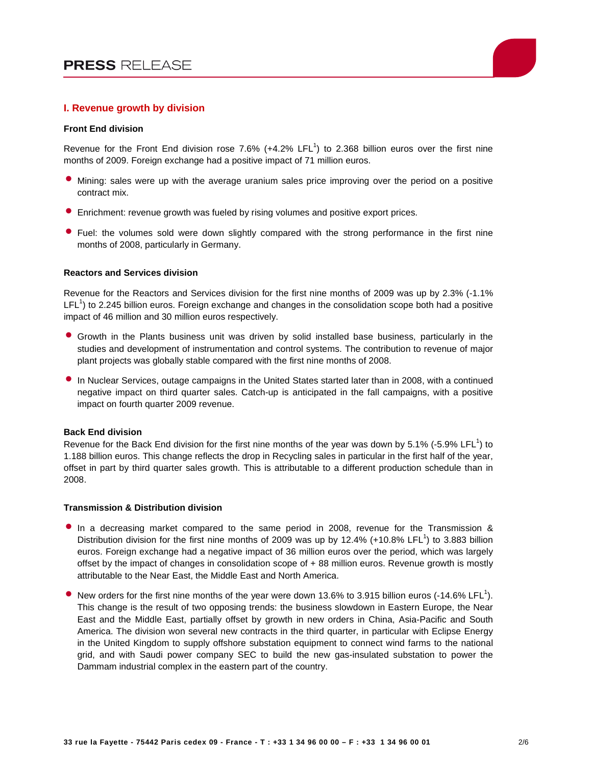## I. Revenue growth by division

**Front End division**

Revenue for the Front End division rose 7.6% (+4.2% LFL[1]) to 2.368 billion euros over the first nine months of 2009. Foreign exchange had a positive impact of 71 million euros.

- Mining: sales were up with the average uranium sales price improving over the period on a positive contract mix.
- Enrichment: revenue growth was fueled by rising volumes and positive export prices.
- Fuel: the volumes sold were down slightly compared with the strong performance in the first nine months of 2008, particularly in Germany.

**Reactors and Services division**

Revenue for the Reactors and Services division for the first nine months of 2009 was up by 2.3% (-1.1% LFL[1]) to 2.245 billion euros. Foreign exchange and changes in the consolidation scope both had a positive impact of 46 million and 30 million euros respectively.

- Growth in the Plants business unit was driven by solid installed base business, particularly in the studies and development of instrumentation and control systems. The contribution to revenue of major plant projects was globally stable compared with the first nine months of 2008.
- In Nuclear Services, outage campaigns in the United States started later than in 2008, with a continued negative impact on third quarter sales. Catch-up is anticipated in the fall campaigns, with a positive impact on fourth quarter 2009 revenue.

**Back End division**

Revenue for the Back End division for the first nine months of the year was down by 5.1% (-5.9% LFL[1]) to 1.188 billion euros. This change reflects the drop in Recycling sales in particular in the first half of the year, offset in part by third quarter sales growth. This is attributable to a different production schedule than in 2008.

**Transmission & Distribution division**

- In a decreasing market compared to the same period in 2008, revenue for the Transmission & Distribution division for the first nine months of 2009 was up by 12.4% (+10.8% LFL[1]) to 3.883 billion euros. Foreign exchange had a negative impact of 36 million euros over the period, which was largely offset by the impact of changes in consolidation scope of + 88 million euros. Revenue growth is mostly attributable to the Near East, the Middle East and North America.
- New orders for the first nine months of the year were down 13.6% to 3.915 billion euros (-14.6% LFL[1]). This change is the result of two opposing trends: the business slowdown in Eastern Europe, the Near East and the Middle East, partially offset by growth in new orders in China, Asia-Pacific and South America. The division won several new contracts in the third quarter, in particular with Eclipse Energy in the United Kingdom to supply offshore substation equipment to connect wind farms to the national grid, and with Saudi power company SEC to build the new gas-insulated substation to power the Dammam industrial complex in the eastern part of the country.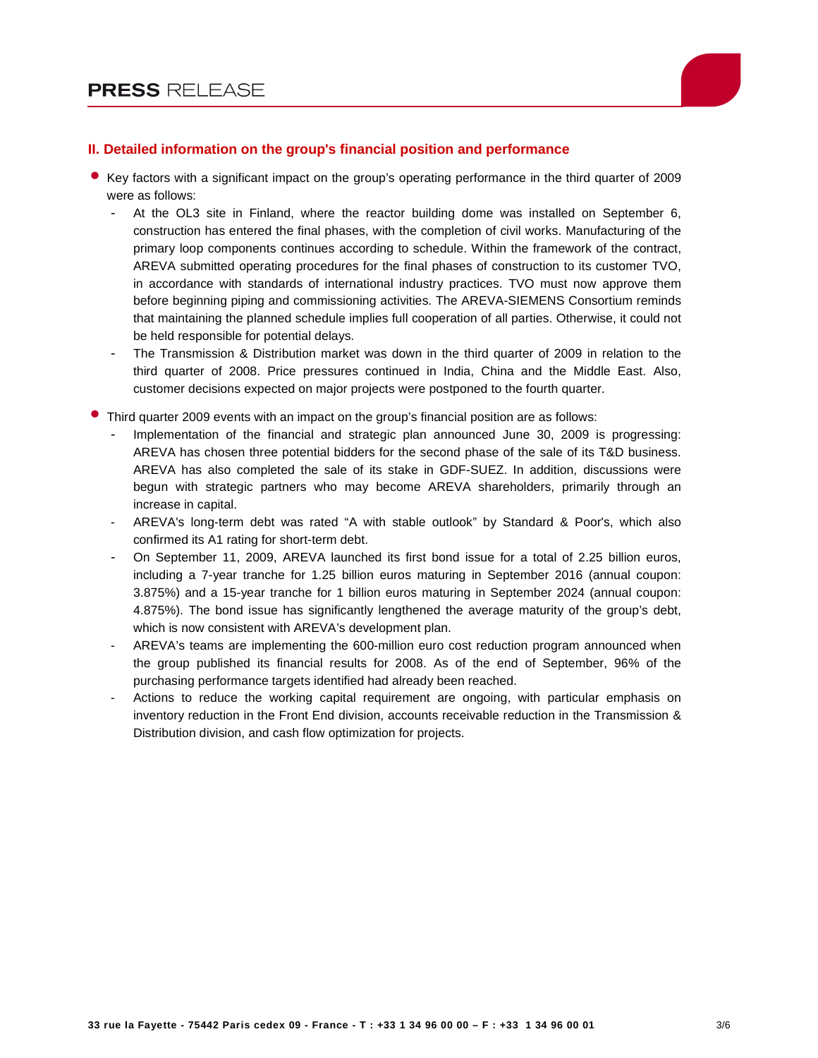## II. Detailed information on the group's financial position and performance

- Key factors with a significant impact on the group's operating performance in the third quarter of 2009 were as follows:
  - At the OL3 site in Finland, where the reactor building dome was installed on September 6, construction has entered the final phases, with the completion of civil works. Manufacturing of the primary loop components continues according to schedule. Within the framework of the contract, AREVA submitted operating procedures for the final phases of construction to its customer TVO, in accordance with standards of international industry practices. TVO must now approve them before beginning piping and commissioning activities. The AREVA-SIEMENS Consortium reminds that maintaining the planned schedule implies full cooperation of all parties. Otherwise, it could not be held responsible for potential delays.
  - The Transmission & Distribution market was down in the third quarter of 2009 in relation to the third quarter of 2008. Price pressures continued in India, China and the Middle East. Also, customer decisions expected on major projects were postponed to the fourth quarter.

- Third quarter 2009 events with an impact on the group's financial position are as follows:
  - Implementation of the financial and strategic plan announced June 30, 2009 is progressing: AREVA has chosen three potential bidders for the second phase of the sale of its T&D business. AREVA has also completed the sale of its stake in GDF-SUEZ. In addition, discussions were begun with strategic partners who may become AREVA shareholders, primarily through an increase in capital.
  - AREVA's long-term debt was rated "A with stable outlook" by Standard & Poor's, which also confirmed its A1 rating for short-term debt.
  - On September 11, 2009, AREVA launched its first bond issue for a total of 2.25 billion euros, including a 7-year tranche for 1.25 billion euros maturing in September 2016 (annual coupon: 3.875%) and a 15-year tranche for 1 billion euros maturing in September 2024 (annual coupon: 4.875%). The bond issue has significantly lengthened the average maturity of the group's debt, which is now consistent with AREVA's development plan.
  - AREVA's teams are implementing the 600-million euro cost reduction program announced when the group published its financial results for 2008. As of the end of September, 96% of the purchasing performance targets identified had already been reached.
  - Actions to reduce the working capital requirement are ongoing, with particular emphasis on inventory reduction in the Front End division, accounts receivable reduction in the Transmission & Distribution division, and cash flow optimization for projects.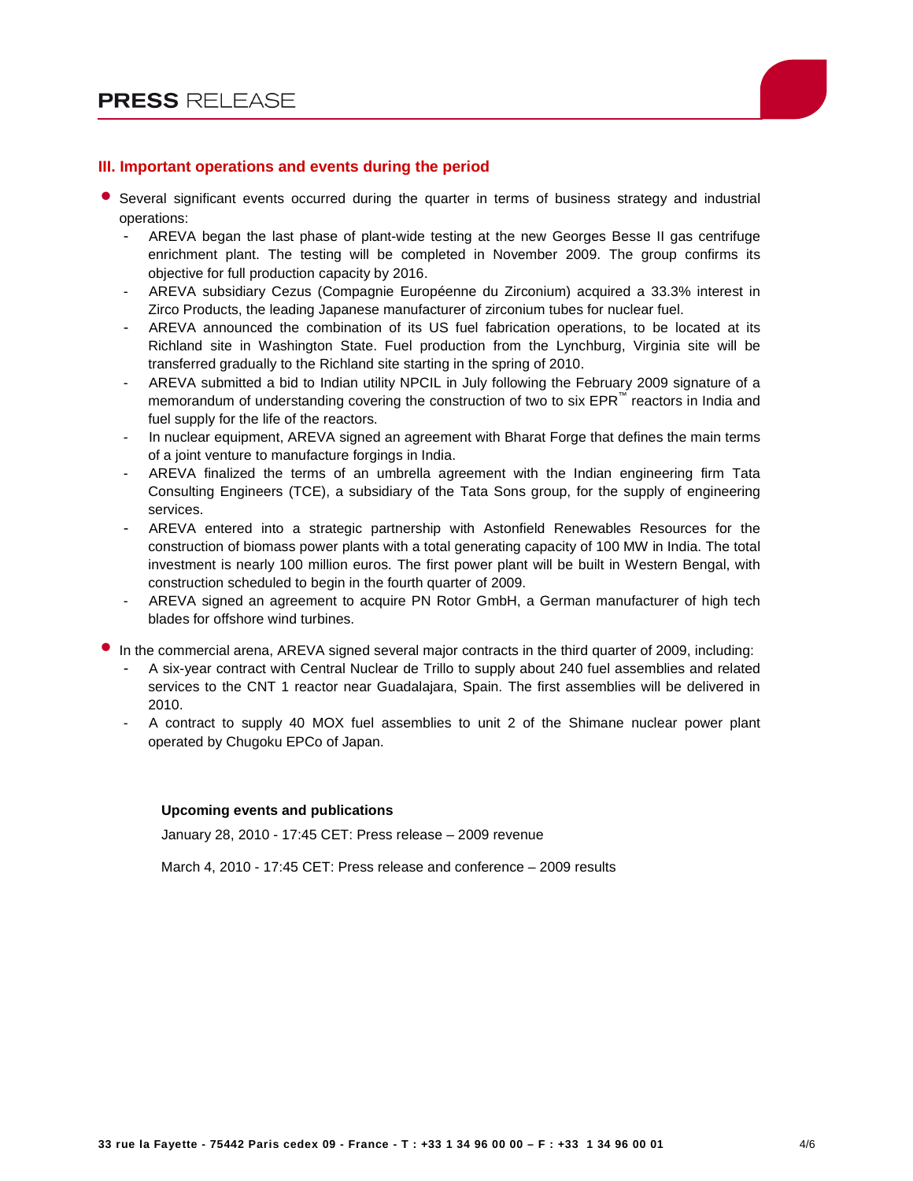## III. Important operations and events during the period

- Several significant events occurred during the quarter in terms of business strategy and industrial operations:
  - AREVA began the last phase of plant-wide testing at the new Georges Besse II gas centrifuge enrichment plant. The testing will be completed in November 2009. The group confirms its objective for full production capacity by 2016.
  - AREVA subsidiary Cezus (Compagnie Européenne du Zirconium) acquired a 33.3% interest in Zirco Products, the leading Japanese manufacturer of zirconium tubes for nuclear fuel.
  - AREVA announced the combination of its US fuel fabrication operations, to be located at its Richland site in Washington State. Fuel production from the Lynchburg, Virginia site will be transferred gradually to the Richland site starting in the spring of 2010.
  - AREVA submitted a bid to Indian utility NPCIL in July following the February 2009 signature of a memorandum of understanding covering the construction of two to six EPR™ reactors in India and fuel supply for the life of the reactors.
  - In nuclear equipment, AREVA signed an agreement with Bharat Forge that defines the main terms of a joint venture to manufacture forgings in India.
  - AREVA finalized the terms of an umbrella agreement with the Indian engineering firm Tata Consulting Engineers (TCE), a subsidiary of the Tata Sons group, for the supply of engineering services.
  - AREVA entered into a strategic partnership with Astonfield Renewables Resources for the construction of biomass power plants with a total generating capacity of 100 MW in India. The total investment is nearly 100 million euros. The first power plant will be built in Western Bengal, with construction scheduled to begin in the fourth quarter of 2009.
  - AREVA signed an agreement to acquire PN Rotor GmbH, a German manufacturer of high tech blades for offshore wind turbines.
- In the commercial arena, AREVA signed several major contracts in the third quarter of 2009, including:
  - A six-year contract with Central Nuclear de Trillo to supply about 240 fuel assemblies and related services to the CNT 1 reactor near Guadalajara, Spain. The first assemblies will be delivered in 2010.
  - A contract to supply 40 MOX fuel assemblies to unit 2 of the Shimane nuclear power plant operated by Chugoku EPCo of Japan.

**Upcoming events and publications**

January 28, 2010 - 17:45 CET: Press release – 2009 revenue

March 4, 2010 - 17:45 CET: Press release and conference – 2009 results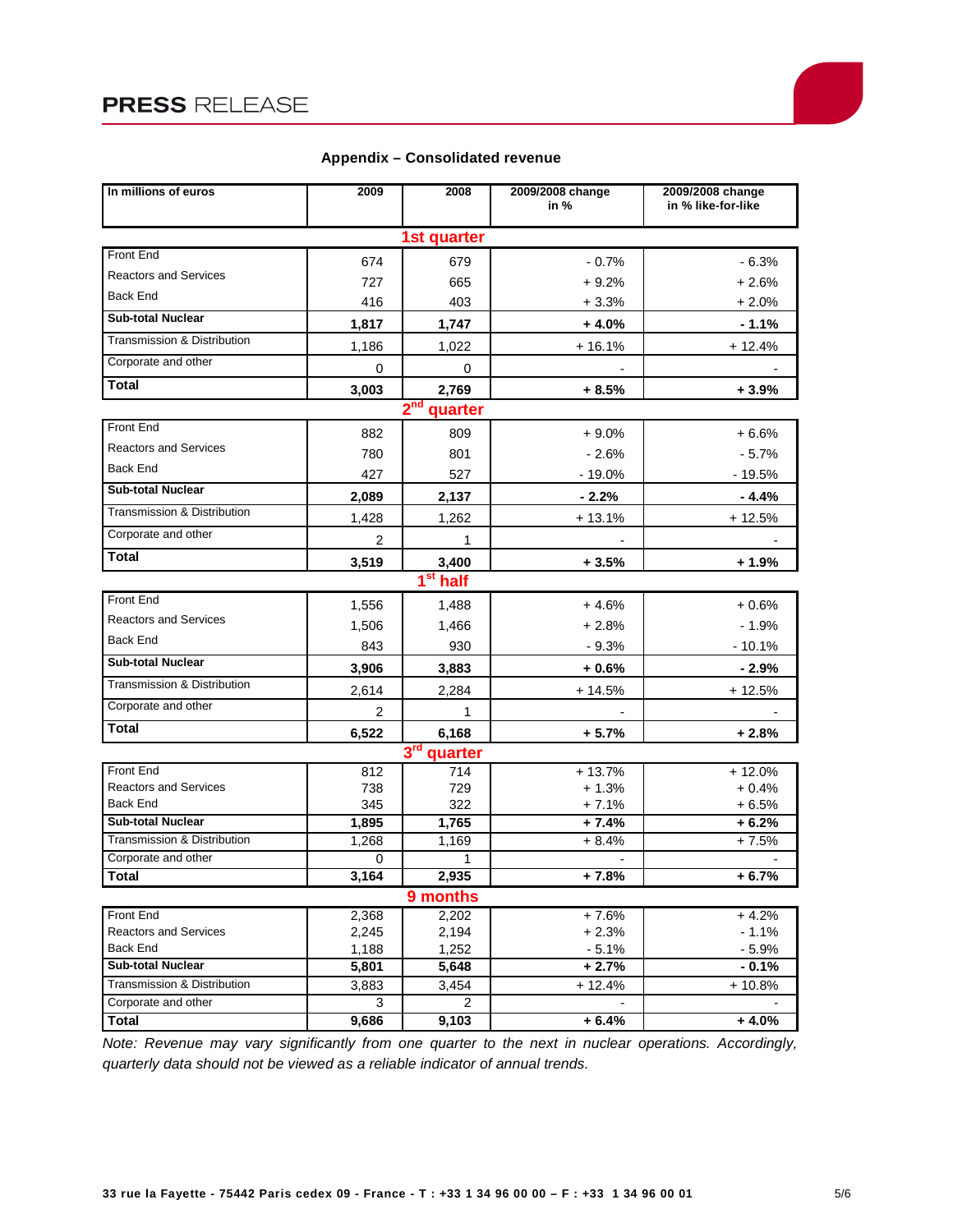## Appendix – Consolidated revenue

| In millions of euros | 2009 | 2008 | 2009/2008 change in % | 2009/2008 change in % like-for-like |
|---|---|---|---|---|
| **1st quarter** | | | | |
| Front End | 674 | 679 | - 0.7% | - 6.3% |
| Reactors and Services | 727 | 665 | + 9.2% | + 2.6% |
| Back End | 416 | 403 | + 3.3% | + 2.0% |
| **Sub-total Nuclear** | **1,817** | **1,747** | **+ 4.0%** | **- 1.1%** |
| Transmission & Distribution | 1,186 | 1,022 | + 16.1% | + 12.4% |
| Corporate and other | 0 | 0 | - | - |
| **Total** | **3,003** | **2,769** | **+ 8.5%** | **+ 3.9%** |
| **2nd quarter** | | | | |
| Front End | 882 | 809 | + 9.0% | + 6.6% |
| Reactors and Services | 780 | 801 | - 2.6% | - 5.7% |
| Back End | 427 | 527 | - 19.0% | - 19.5% |
| **Sub-total Nuclear** | **2,089** | **2,137** | **- 2.2%** | **- 4.4%** |
| Transmission & Distribution | 1,428 | 1,262 | + 13.1% | + 12.5% |
| Corporate and other | 2 | 1 | - | - |
| **Total** | **3,519** | **3,400** | **+ 3.5%** | **+ 1.9%** |
| **1st half** | | | | |
| Front End | 1,556 | 1,488 | + 4.6% | + 0.6% |
| Reactors and Services | 1,506 | 1,466 | + 2.8% | - 1.9% |
| Back End | 843 | 930 | - 9.3% | - 10.1% |
| **Sub-total Nuclear** | **3,906** | **3,883** | **+ 0.6%** | **- 2.9%** |
| Transmission & Distribution | 2,614 | 2,284 | + 14.5% | + 12.5% |
| Corporate and other | 2 | 1 | - | - |
| **Total** | **6,522** | **6,168** | **+ 5.7%** | **+ 2.8%** |
| **3rd quarter** | | | | |
| Front End | 812 | 714 | + 13.7% | + 12.0% |
| Reactors and Services | 738 | 729 | + 1.3% | + 0.4% |
| Back End | 345 | 322 | + 7.1% | + 6.5% |
| **Sub-total Nuclear** | **1,895** | **1,765** | **+ 7.4%** | **+ 6.2%** |
| Transmission & Distribution | 1,268 | 1,169 | + 8.4% | + 7.5% |
| Corporate and other | 0 | 1 | - | - |
| **Total** | **3,164** | **2,935** | **+ 7.8%** | **+ 6.7%** |
| **9 months** | | | | |
| Front End | 2,368 | 2,202 | + 7.6% | + 4.2% |
| Reactors and Services | 2,245 | 2,194 | + 2.3% | - 1.1% |
| Back End | 1,188 | 1,252 | - 5.1% | - 5.9% |
| **Sub-total Nuclear** | **5,801** | **5,648** | **+ 2.7%** | **- 0.1%** |
| Transmission & Distribution | 3,883 | 3,454 | + 12.4% | + 10.8% |
| Corporate and other | 3 | 2 | - | - |
| **Total** | **9,686** | **9,103** | **+ 6.4%** | **+ 4.0%** |

*Note: Revenue may vary significantly from one quarter to the next in nuclear operations. Accordingly, quarterly data should not be viewed as a reliable indicator of annual trends.*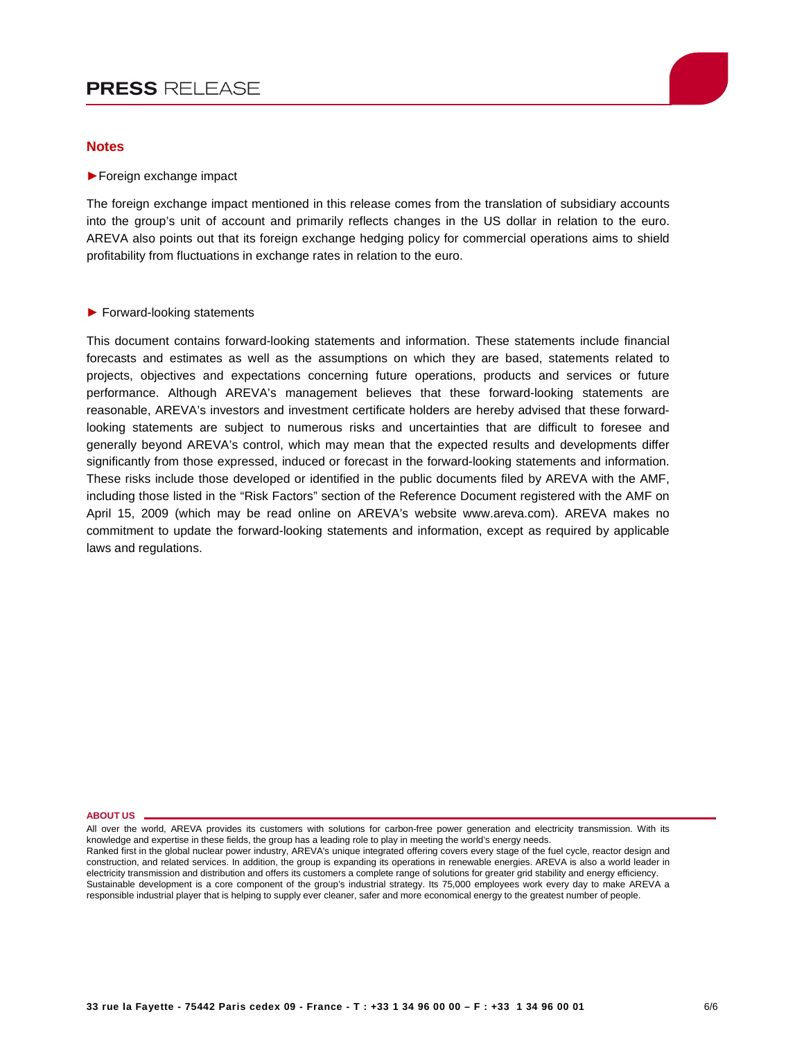## Notes

►Foreign exchange impact

The foreign exchange impact mentioned in this release comes from the translation of subsidiary accounts into the group's unit of account and primarily reflects changes in the US dollar in relation to the euro. AREVA also points out that its foreign exchange hedging policy for commercial operations aims to shield profitability from fluctuations in exchange rates in relation to the euro.

► Forward-looking statements

This document contains forward-looking statements and information. These statements include financial forecasts and estimates as well as the assumptions on which they are based, statements related to projects, objectives and expectations concerning future operations, products and services or future performance. Although AREVA's management believes that these forward-looking statements are reasonable, AREVA's investors and investment certificate holders are hereby advised that these forward-looking statements are subject to numerous risks and uncertainties that are difficult to foresee and generally beyond AREVA's control, which may mean that the expected results and developments differ significantly from those expressed, induced or forecast in the forward-looking statements and information. These risks include those developed or identified in the public documents filed by AREVA with the AMF, including those listed in the "Risk Factors" section of the Reference Document registered with the AMF on April 15, 2009 (which may be read online on AREVA's website www.areva.com). AREVA makes no commitment to update the forward-looking statements and information, except as required by applicable laws and regulations.

**ABOUT US**

All over the world, AREVA provides its customers with solutions for carbon-free power generation and electricity transmission. With its knowledge and expertise in these fields, the group has a leading role to play in meeting the world's energy needs.
Ranked first in the global nuclear power industry, AREVA's unique integrated offering covers every stage of the fuel cycle, reactor design and construction, and related services. In addition, the group is expanding its operations in renewable energies. AREVA is also a world leader in electricity transmission and distribution and offers its customers a complete range of solutions for greater grid stability and energy efficiency.
Sustainable development is a core component of the group's industrial strategy. Its 75,000 employees work every day to make AREVA a responsible industrial player that is helping to supply ever cleaner, safer and more economical energy to the greatest number of people.

**33 rue la Fayette - 75442 Paris cedex 09 - France - T : +33 1 34 96 00 00 – F : +33 1 34 96 00 01**